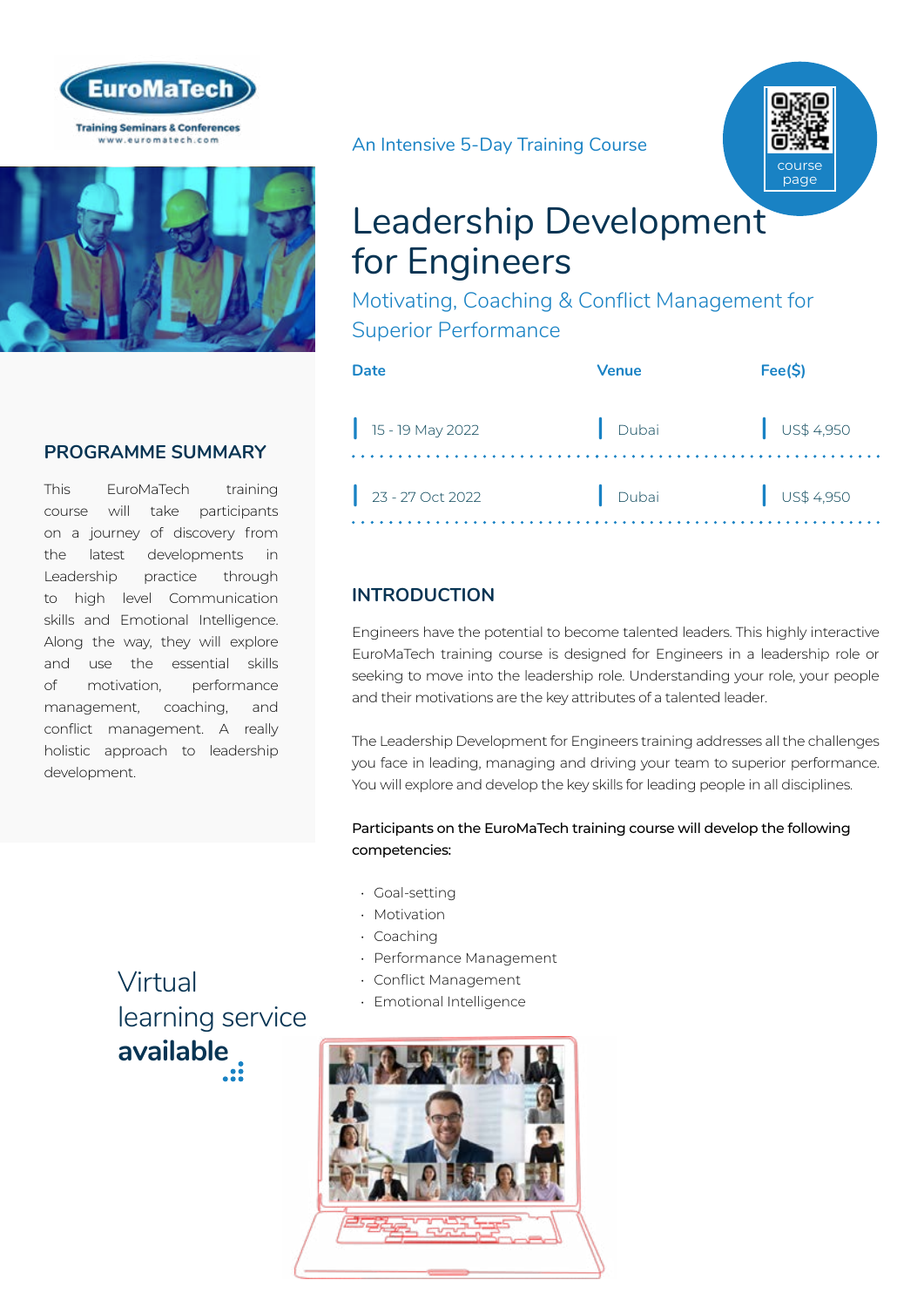EuroMaTech

Training Seminars & Conferences
www.euromatech.com

An Intensive 5-Day Training Course

course page

# Leadership Development for Engineers

## Motivating, Coaching & Conflict Management for Superior Performance

| Date | Venue | Fee($) |
| --- | --- | --- |
| 15 - 19 May 2022 | Dubai | US$ 4,950 |
| 23 - 27 Oct 2022 | Dubai | US$ 4,950 |

## PROGRAMME SUMMARY

This EuroMaTech training course will take participants on a journey of discovery from the latest developments in Leadership practice through to high level Communication skills and Emotional Intelligence. Along the way, they will explore and use the essential skills of motivation, performance management, coaching, and conflict management. A really holistic approach to leadership development.

## INTRODUCTION

Engineers have the potential to become talented leaders. This highly interactive EuroMaTech training course is designed for Engineers in a leadership role or seeking to move into the leadership role. Understanding your role, your people and their motivations are the key attributes of a talented leader.

The Leadership Development for Engineers training addresses all the challenges you face in leading, managing and driving your team to superior performance. You will explore and develop the key skills for leading people in all disciplines.

**Participants on the EuroMaTech training course will develop the following competencies:**

- Goal-setting
- Motivation
- Coaching
- Performance Management
- Conflict Management
- Emotional Intelligence

Virtual learning service **available**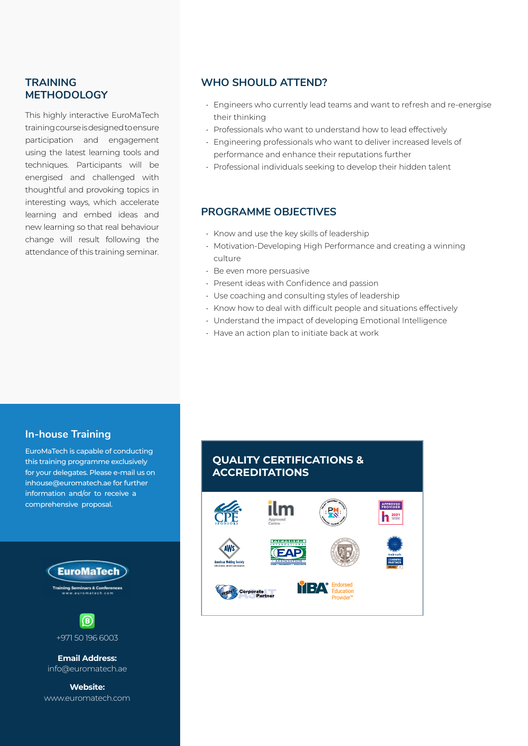## TRAINING METHODOLOGY

This highly interactive EuroMaTech training course is designed to ensure participation and engagement using the latest learning tools and techniques. Participants will be energised and challenged with thoughtful and provoking topics in interesting ways, which accelerate learning and embed ideas and new learning so that real behaviour change will result following the attendance of this training seminar.

## WHO SHOULD ATTEND?

- Engineers who currently lead teams and want to refresh and re-energise their thinking
- Professionals who want to understand how to lead effectively
- Engineering professionals who want to deliver increased levels of performance and enhance their reputations further
- Professional individuals seeking to develop their hidden talent

## PROGRAMME OBJECTIVES

- Know and use the key skills of leadership
- Motivation-Developing High Performance and creating a winning culture
- Be even more persuasive
- Present ideas with Confidence and passion
- Use coaching and consulting styles of leadership
- Know how to deal with difficult people and situations effectively
- Understand the impact of developing Emotional Intelligence
- Have an action plan to initiate back at work

## In-house Training

EuroMaTech is capable of conducting this training programme exclusively for your delegates. Please e-mail us on inhouse@euromatech.ae for further information and/or to receive a comprehensive proposal.

EuroMaTech
Training Seminars & Conferences
www.euromatech.com

+971 50 196 6003

**Email Address:**
info@euromatech.ae

**Website:**
www.euromatech.com

## QUALITY CERTIFICATIONS & ACCREDITATIONS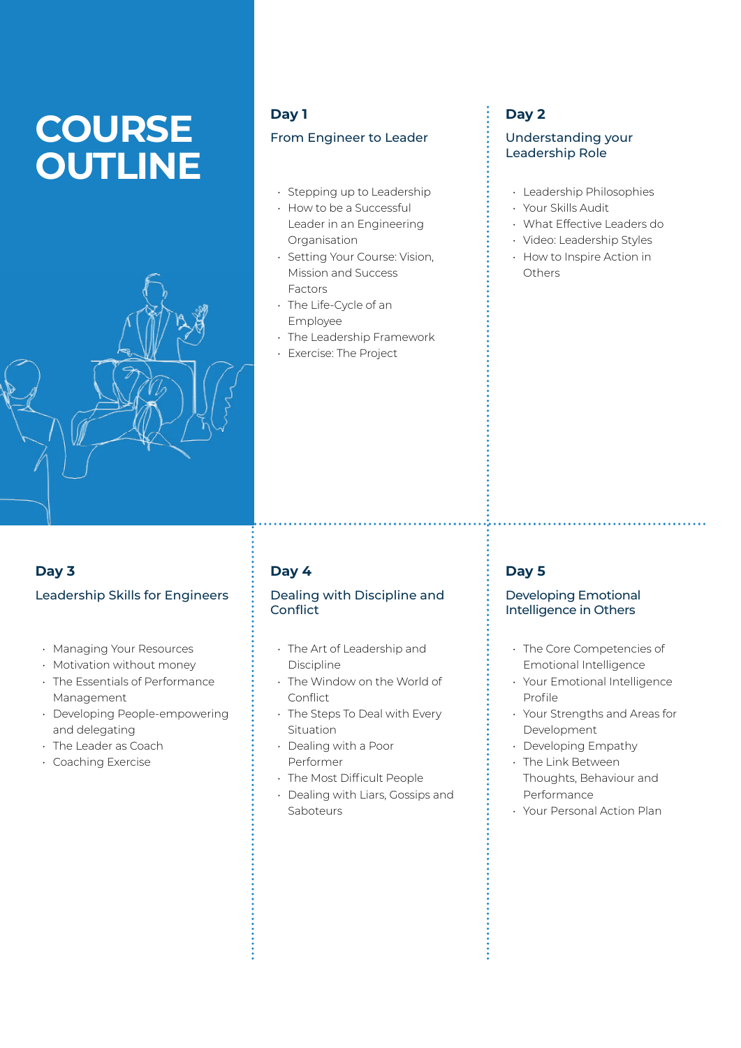# COURSE OUTLINE

## Day 1

### From Engineer to Leader

- Stepping up to Leadership
- How to be a Successful Leader in an Engineering Organisation
- Setting Your Course: Vision, Mission and Success Factors
- The Life-Cycle of an Employee
- The Leadership Framework
- Exercise: The Project

## Day 2

### Understanding your Leadership Role

- Leadership Philosophies
- Your Skills Audit
- What Effective Leaders do
- Video: Leadership Styles
- How to Inspire Action in Others

## Day 3

### Leadership Skills for Engineers

- Managing Your Resources
- Motivation without money
- The Essentials of Performance Management
- Developing People-empowering and delegating
- The Leader as Coach
- Coaching Exercise

## Day 4

### Dealing with Discipline and Conflict

- The Art of Leadership and Discipline
- The Window on the World of Conflict
- The Steps To Deal with Every Situation
- Dealing with a Poor Performer
- The Most Difficult People
- Dealing with Liars, Gossips and Saboteurs

## Day 5

### Developing Emotional Intelligence in Others

- The Core Competencies of Emotional Intelligence
- Your Emotional Intelligence Profile
- Your Strengths and Areas for Development
- Developing Empathy
- The Link Between Thoughts, Behaviour and Performance
- Your Personal Action Plan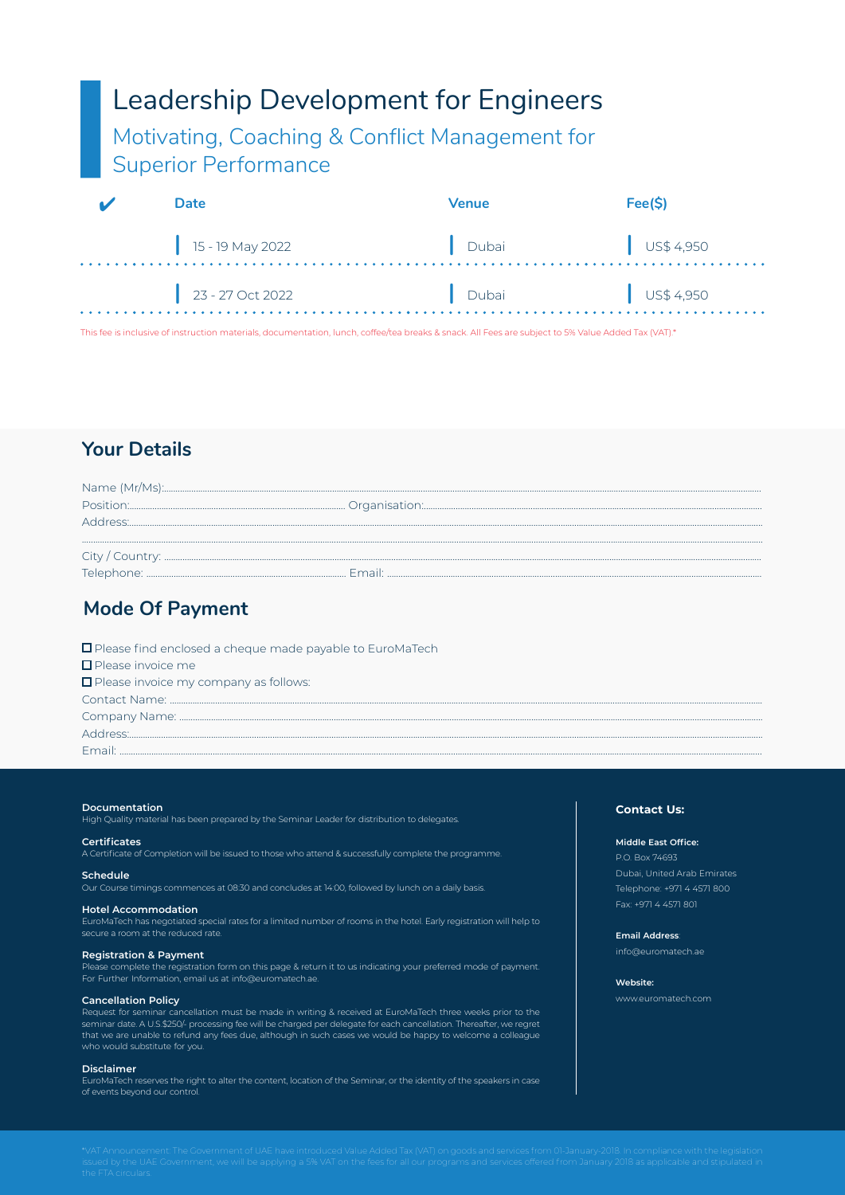# Leadership Development for Engineers

## Motivating, Coaching & Conflict Management for Superior Performance

| ✔ | Date | Venue | Fee($) |
|---|---|---|---|
| | 15 - 19 May 2022 | Dubai | US$ 4,950 |
| | 23 - 27 Oct 2022 | Dubai | US$ 4,950 |

This fee is inclusive of instruction materials, documentation, lunch, coffee/tea breaks & snack. All Fees are subject to 5% Value Added Tax (VAT).*

## Your Details

Name (Mr/Ms):.......................................................................................

Position:........................................ Organisation:........................................

Address:.......................................................................................

.......................................................................................

City / Country: .......................................................................................

Telephone: ........................................ Email: ........................................

## Mode Of Payment

- ☐ Please find enclosed a cheque made payable to EuroMaTech
- ☐ Please invoice me
- ☐ Please invoice my company as follows:

Contact Name: .......................................................................................

Company Name: .......................................................................................

Address:.......................................................................................

Email: .......................................................................................

**Documentation**
High Quality material has been prepared by the Seminar Leader for distribution to delegates.

**Certificates**
A Certificate of Completion will be issued to those who attend & successfully complete the programme.

**Schedule**
Our Course timings commences at 08:30 and concludes at 14:00, followed by lunch on a daily basis.

**Hotel Accommodation**
EuroMaTech has negotiated special rates for a limited number of rooms in the hotel. Early registration will help to secure a room at the reduced rate.

**Registration & Payment**
Please complete the registration form on this page & return it to us indicating your preferred mode of payment. For Further Information, email us at info@euromatech.ae.

**Cancellation Policy**
Request for seminar cancellation must be made in writing & received at EuroMaTech three weeks prior to the seminar date. A U.S $250/- processing fee will be charged per delegate for each cancellation. Thereafter, we regret that we are unable to refund any fees due, although in such cases we would be happy to welcome a colleague who would substitute for you.

**Disclaimer**
EuroMaTech reserves the right to alter the content, location of the Seminar, or the identity of the speakers in case of events beyond our control.

**Contact Us:**

**Middle East Office:**
P.O. Box 74693
Dubai, United Arab Emirates
Telephone: +971 4 4571 800
Fax: +971 4 4571 801

**Email Address**
info@euromatech.ae

**Website:**
www.euromatech.com

*VAT Announcement: The Government of UAE have introduced Value Added Tax (VAT) on goods and services from 01-January-2018. In compliance with the legislation issued by the UAE Government, we will be applying a 5% VAT on the fees for all our programs and services offered from January 2018 as applicable and stipulated in the FTA circulars.